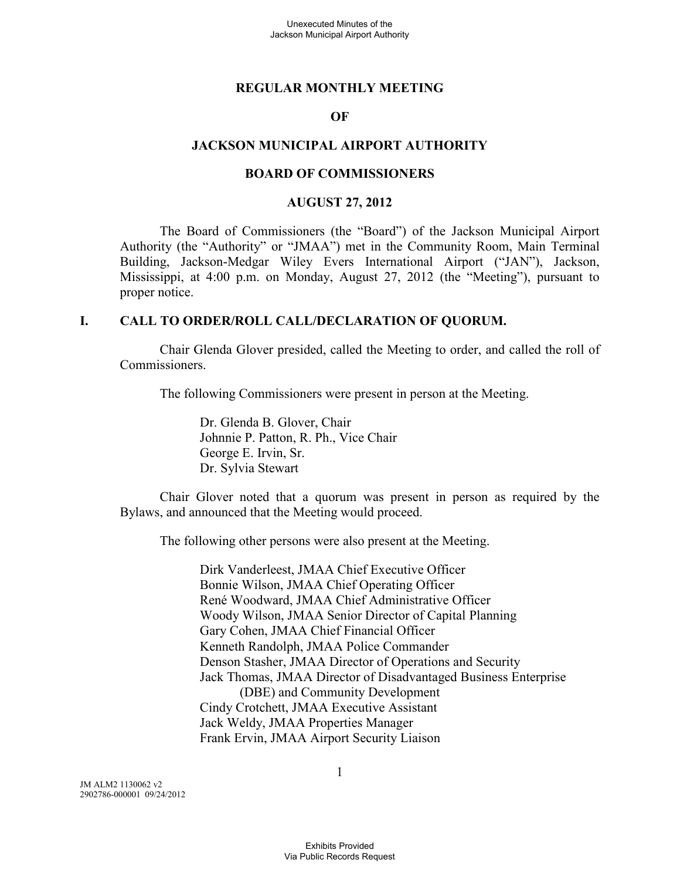# REGULAR MONTHLY MEETING

# OF

# JACKSON MUNICIPAL AIRPORT AUTHORITY

# BOARD OF COMMISSIONERS

# AUGUST 27, 2012

The Board of Commissioners (the "Board") of the Jackson Municipal Airport Authority (the "Authority" or "JMAA") met in the Community Room, Main Terminal Building, Jackson-Medgar Wiley Evers International Airport ("JAN"), Jackson, Mississippi, at 4:00 p.m. on Monday, August 27, 2012 (the "Meeting"), pursuant to proper notice.

## I. CALL TO ORDER/ROLL CALL/DECLARATION OF QUORUM.

Chair Glenda Glover presided, called the Meeting to order, and called the roll of Commissioners.

The following Commissioners were present in person at the Meeting.

Dr. Glenda B. Glover, Chair
Johnnie P. Patton, R. Ph., Vice Chair
George E. Irvin, Sr.
Dr. Sylvia Stewart

Chair Glover noted that a quorum was present in person as required by the Bylaws, and announced that the Meeting would proceed.

The following other persons were also present at the Meeting.

Dirk Vanderleest, JMAA Chief Executive Officer
Bonnie Wilson, JMAA Chief Operating Officer
René Woodward, JMAA Chief Administrative Officer
Woody Wilson, JMAA Senior Director of Capital Planning
Gary Cohen, JMAA Chief Financial Officer
Kenneth Randolph, JMAA Police Commander
Denson Stasher, JMAA Director of Operations and Security
Jack Thomas, JMAA Director of Disadvantaged Business Enterprise (DBE) and Community Development
Cindy Crotchett, JMAA Executive Assistant
Jack Weldy, JMAA Properties Manager
Frank Ervin, JMAA Airport Security Liaison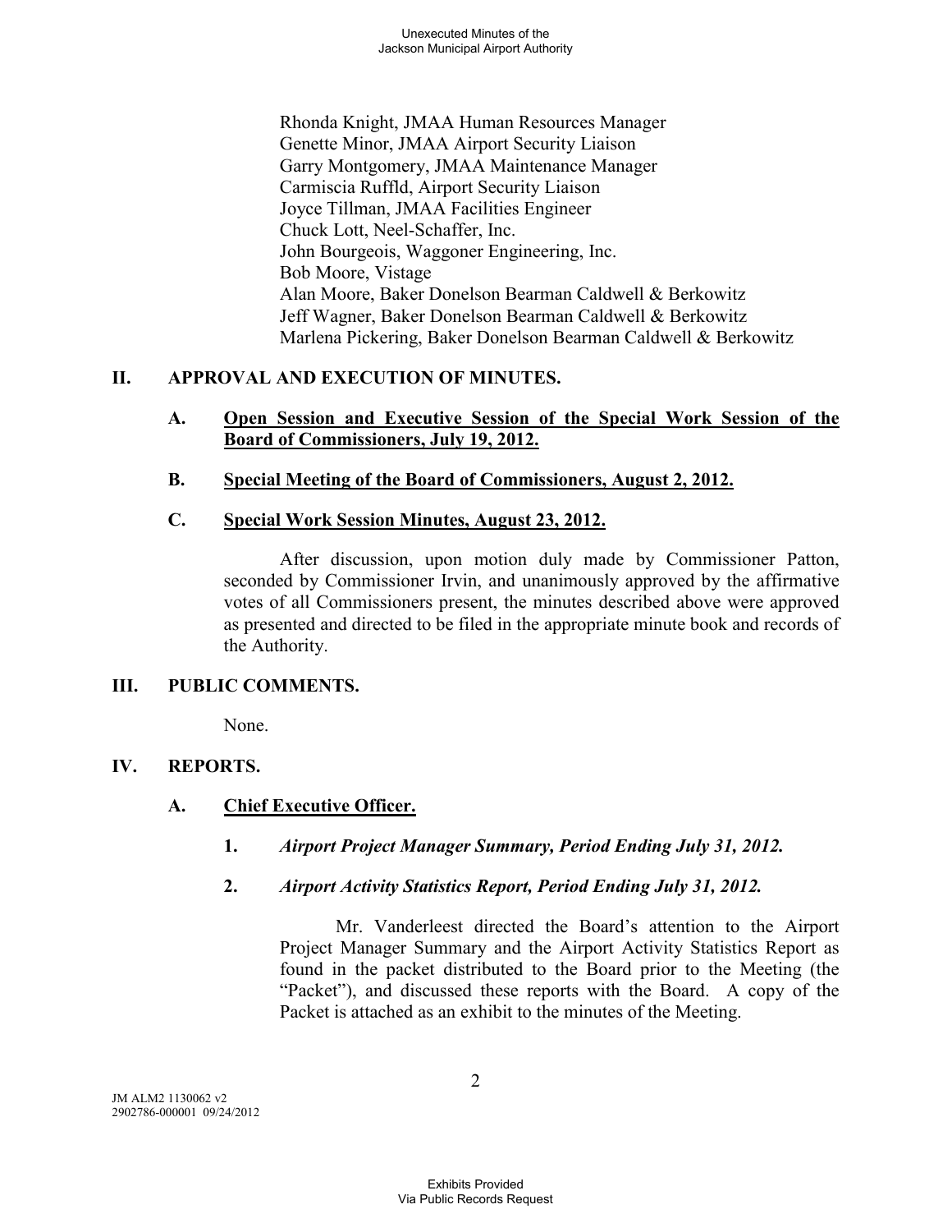Rhonda Knight, JMAA Human Resources Manager
Genette Minor, JMAA Airport Security Liaison
Garry Montgomery, JMAA Maintenance Manager
Carmiscia Ruffld, Airport Security Liaison
Joyce Tillman, JMAA Facilities Engineer
Chuck Lott, Neel-Schaffer, Inc.
John Bourgeois, Waggoner Engineering, Inc.
Bob Moore, Vistage
Alan Moore, Baker Donelson Bearman Caldwell & Berkowitz
Jeff Wagner, Baker Donelson Bearman Caldwell & Berkowitz
Marlena Pickering, Baker Donelson Bearman Caldwell & Berkowitz

## II. APPROVAL AND EXECUTION OF MINUTES.

### A. Open Session and Executive Session of the Special Work Session of the Board of Commissioners, July 19, 2012.

### B. Special Meeting of the Board of Commissioners, August 2, 2012.

### C. Special Work Session Minutes, August 23, 2012.

After discussion, upon motion duly made by Commissioner Patton, seconded by Commissioner Irvin, and unanimously approved by the affirmative votes of all Commissioners present, the minutes described above were approved as presented and directed to be filed in the appropriate minute book and records of the Authority.

## III. PUBLIC COMMENTS.

None.

## IV. REPORTS.

### A. Chief Executive Officer.

**1.** ***Airport Project Manager Summary, Period Ending July 31, 2012.***

**2.** ***Airport Activity Statistics Report, Period Ending July 31, 2012.***

Mr. Vanderleest directed the Board's attention to the Airport Project Manager Summary and the Airport Activity Statistics Report as found in the packet distributed to the Board prior to the Meeting (the "Packet"), and discussed these reports with the Board. A copy of the Packet is attached as an exhibit to the minutes of the Meeting.

JM ALM2 1130062 v2
2902786-000001 09/24/2012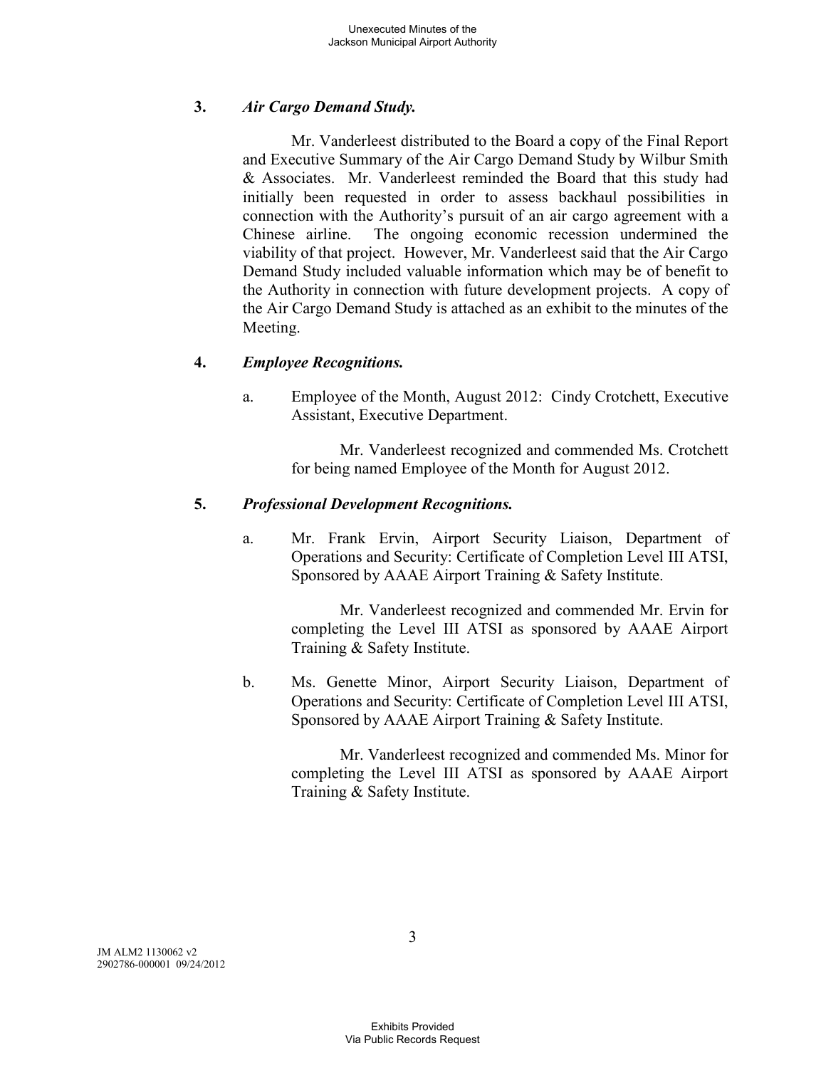**3.** ***Air Cargo Demand Study.***

Mr. Vanderleest distributed to the Board a copy of the Final Report and Executive Summary of the Air Cargo Demand Study by Wilbur Smith & Associates. Mr. Vanderleest reminded the Board that this study had initially been requested in order to assess backhaul possibilities in connection with the Authority's pursuit of an air cargo agreement with a Chinese airline. The ongoing economic recession undermined the viability of that project. However, Mr. Vanderleest said that the Air Cargo Demand Study included valuable information which may be of benefit to the Authority in connection with future development projects. A copy of the Air Cargo Demand Study is attached as an exhibit to the minutes of the Meeting.

**4.** ***Employee Recognitions.***

a. Employee of the Month, August 2012: Cindy Crotchett, Executive Assistant, Executive Department.

Mr. Vanderleest recognized and commended Ms. Crotchett for being named Employee of the Month for August 2012.

**5.** ***Professional Development Recognitions.***

a. Mr. Frank Ervin, Airport Security Liaison, Department of Operations and Security: Certificate of Completion Level III ATSI, Sponsored by AAAE Airport Training & Safety Institute.

Mr. Vanderleest recognized and commended Mr. Ervin for completing the Level III ATSI as sponsored by AAAE Airport Training & Safety Institute.

b. Ms. Genette Minor, Airport Security Liaison, Department of Operations and Security: Certificate of Completion Level III ATSI, Sponsored by AAAE Airport Training & Safety Institute.

Mr. Vanderleest recognized and commended Ms. Minor for completing the Level III ATSI as sponsored by AAAE Airport Training & Safety Institute.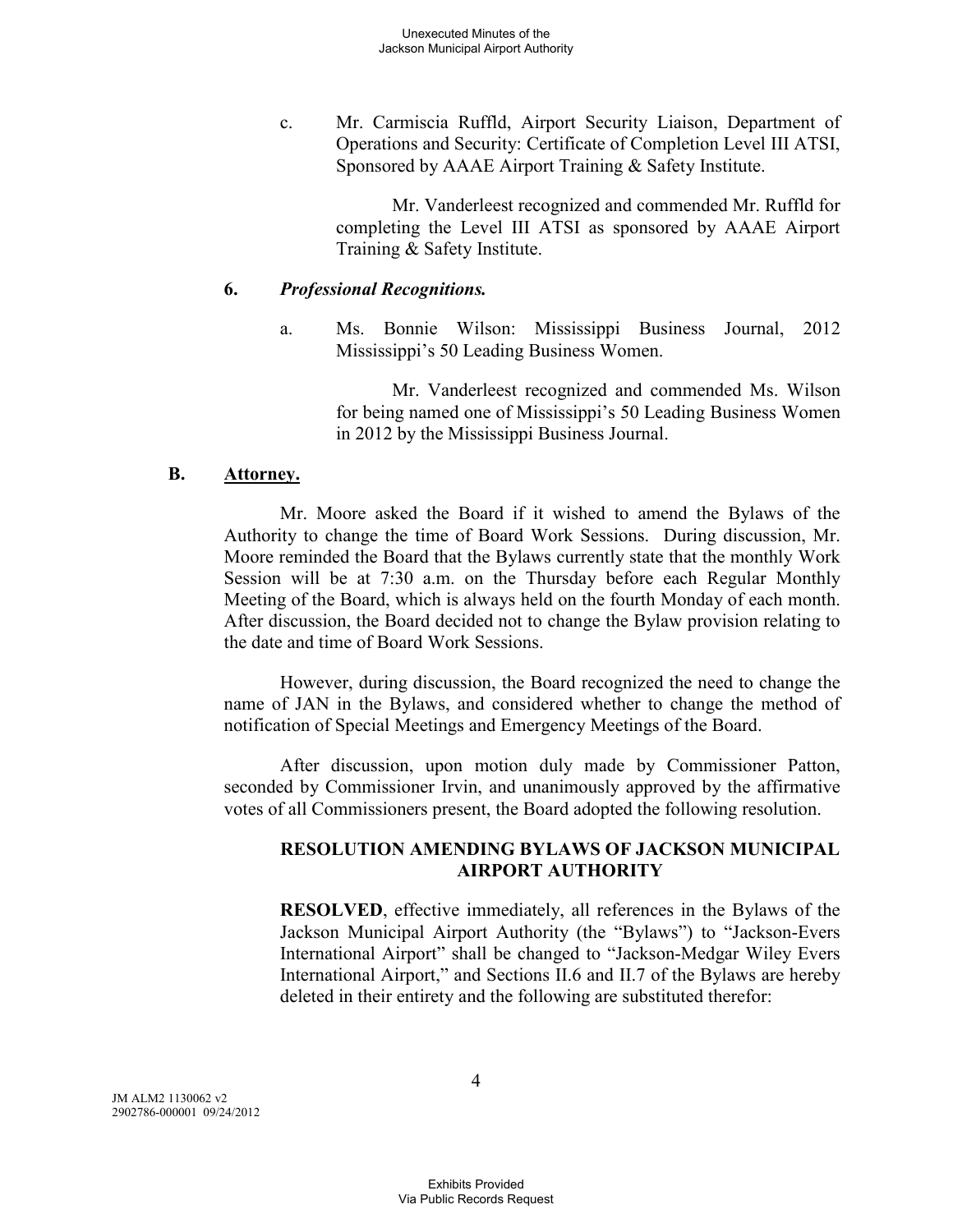c. Mr. Carmiscia Ruffld, Airport Security Liaison, Department of Operations and Security: Certificate of Completion Level III ATSI, Sponsored by AAAE Airport Training & Safety Institute.

Mr. Vanderleest recognized and commended Mr. Ruffld for completing the Level III ATSI as sponsored by AAAE Airport Training & Safety Institute.

**6. *Professional Recognitions.***

a. Ms. Bonnie Wilson: Mississippi Business Journal, 2012 Mississippi's 50 Leading Business Women.

Mr. Vanderleest recognized and commended Ms. Wilson for being named one of Mississippi's 50 Leading Business Women in 2012 by the Mississippi Business Journal.

**B. Attorney.**

Mr. Moore asked the Board if it wished to amend the Bylaws of the Authority to change the time of Board Work Sessions. During discussion, Mr. Moore reminded the Board that the Bylaws currently state that the monthly Work Session will be at 7:30 a.m. on the Thursday before each Regular Monthly Meeting of the Board, which is always held on the fourth Monday of each month. After discussion, the Board decided not to change the Bylaw provision relating to the date and time of Board Work Sessions.

However, during discussion, the Board recognized the need to change the name of JAN in the Bylaws, and considered whether to change the method of notification of Special Meetings and Emergency Meetings of the Board.

After discussion, upon motion duly made by Commissioner Patton, seconded by Commissioner Irvin, and unanimously approved by the affirmative votes of all Commissioners present, the Board adopted the following resolution.

**RESOLUTION AMENDING BYLAWS OF JACKSON MUNICIPAL AIRPORT AUTHORITY**

**RESOLVED**, effective immediately, all references in the Bylaws of the Jackson Municipal Airport Authority (the "Bylaws") to "Jackson-Evers International Airport" shall be changed to "Jackson-Medgar Wiley Evers International Airport," and Sections II.6 and II.7 of the Bylaws are hereby deleted in their entirety and the following are substituted therefor: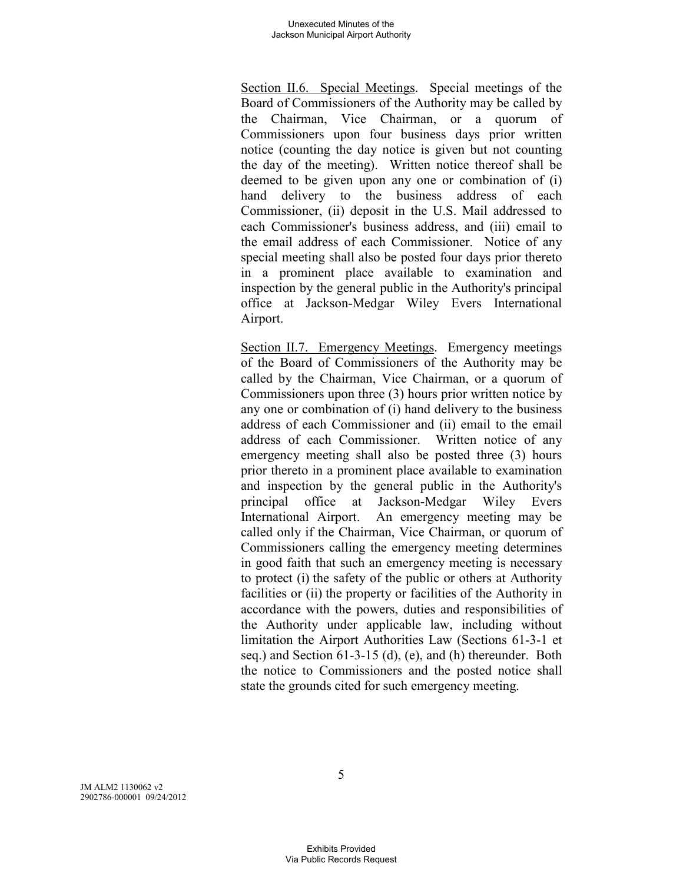<u>Section II.6. Special Meetings</u>. Special meetings of the Board of Commissioners of the Authority may be called by the Chairman, Vice Chairman, or a quorum of Commissioners upon four business days prior written notice (counting the day notice is given but not counting the day of the meeting). Written notice thereof shall be deemed to be given upon any one or combination of (i) hand delivery to the business address of each Commissioner, (ii) deposit in the U.S. Mail addressed to each Commissioner's business address, and (iii) email to the email address of each Commissioner. Notice of any special meeting shall also be posted four days prior thereto in a prominent place available to examination and inspection by the general public in the Authority's principal office at Jackson-Medgar Wiley Evers International Airport.

<u>Section II.7. Emergency Meetings</u>. Emergency meetings of the Board of Commissioners of the Authority may be called by the Chairman, Vice Chairman, or a quorum of Commissioners upon three (3) hours prior written notice by any one or combination of (i) hand delivery to the business address of each Commissioner and (ii) email to the email address of each Commissioner. Written notice of any emergency meeting shall also be posted three (3) hours prior thereto in a prominent place available to examination and inspection by the general public in the Authority's principal office at Jackson-Medgar Wiley Evers International Airport. An emergency meeting may be called only if the Chairman, Vice Chairman, or quorum of Commissioners calling the emergency meeting determines in good faith that such an emergency meeting is necessary to protect (i) the safety of the public or others at Authority facilities or (ii) the property or facilities of the Authority in accordance with the powers, duties and responsibilities of the Authority under applicable law, including without limitation the Airport Authorities Law (Sections 61-3-1 et seq.) and Section 61-3-15 (d), (e), and (h) thereunder. Both the notice to Commissioners and the posted notice shall state the grounds cited for such emergency meeting.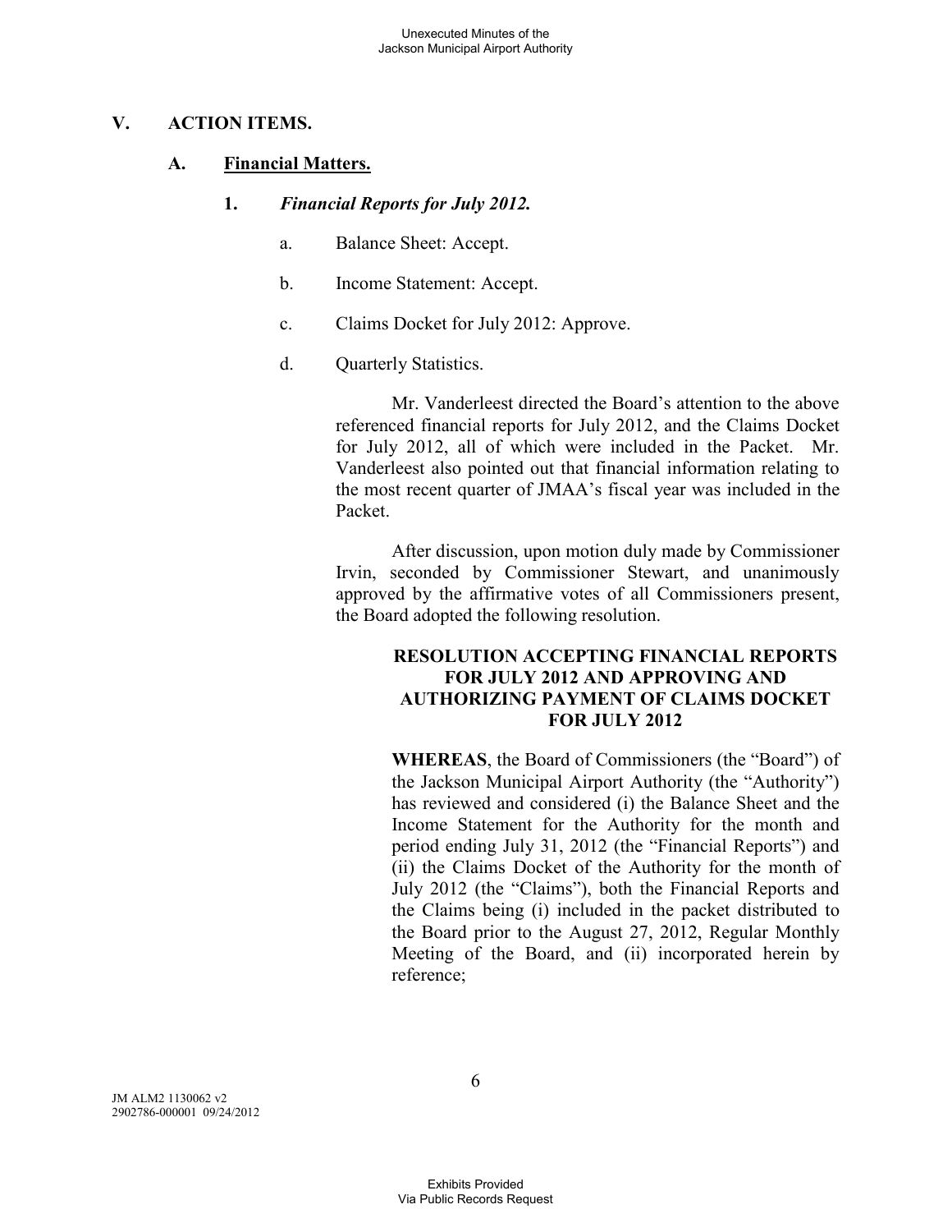## V. ACTION ITEMS.

### A. Financial Matters.

#### 1. *Financial Reports for July 2012.*

a. Balance Sheet: Accept.

b. Income Statement: Accept.

c. Claims Docket for July 2012: Approve.

d. Quarterly Statistics.

Mr. Vanderleest directed the Board's attention to the above referenced financial reports for July 2012, and the Claims Docket for July 2012, all of which were included in the Packet. Mr. Vanderleest also pointed out that financial information relating to the most recent quarter of JMAA's fiscal year was included in the Packet.

After discussion, upon motion duly made by Commissioner Irvin, seconded by Commissioner Stewart, and unanimously approved by the affirmative votes of all Commissioners present, the Board adopted the following resolution.

**RESOLUTION ACCEPTING FINANCIAL REPORTS FOR JULY 2012 AND APPROVING AND AUTHORIZING PAYMENT OF CLAIMS DOCKET FOR JULY 2012**

**WHEREAS**, the Board of Commissioners (the "Board") of the Jackson Municipal Airport Authority (the "Authority") has reviewed and considered (i) the Balance Sheet and the Income Statement for the Authority for the month and period ending July 31, 2012 (the "Financial Reports") and (ii) the Claims Docket of the Authority for the month of July 2012 (the "Claims"), both the Financial Reports and the Claims being (i) included in the packet distributed to the Board prior to the August 27, 2012, Regular Monthly Meeting of the Board, and (ii) incorporated herein by reference;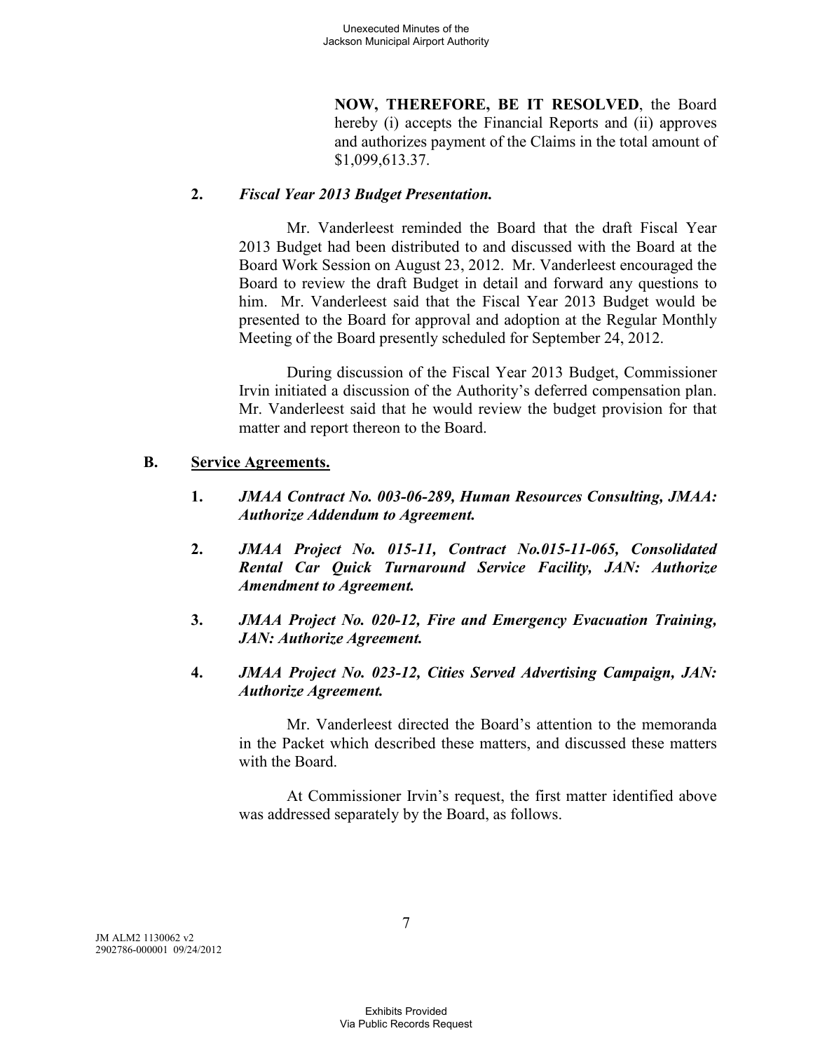**NOW, THEREFORE, BE IT RESOLVED**, the Board hereby (i) accepts the Financial Reports and (ii) approves and authorizes payment of the Claims in the total amount of $1,099,613.37.

**2.** ***Fiscal Year 2013 Budget Presentation.***

Mr. Vanderleest reminded the Board that the draft Fiscal Year 2013 Budget had been distributed to and discussed with the Board at the Board Work Session on August 23, 2012. Mr. Vanderleest encouraged the Board to review the draft Budget in detail and forward any questions to him. Mr. Vanderleest said that the Fiscal Year 2013 Budget would be presented to the Board for approval and adoption at the Regular Monthly Meeting of the Board presently scheduled for September 24, 2012.

During discussion of the Fiscal Year 2013 Budget, Commissioner Irvin initiated a discussion of the Authority's deferred compensation plan. Mr. Vanderleest said that he would review the budget provision for that matter and report thereon to the Board.

**B.** **<u>Service Agreements.</u>**

**1.** ***JMAA Contract No. 003-06-289, Human Resources Consulting, JMAA: Authorize Addendum to Agreement.***

**2.** ***JMAA Project No. 015-11, Contract No.015-11-065, Consolidated Rental Car Quick Turnaround Service Facility, JAN: Authorize Amendment to Agreement.***

**3.** ***JMAA Project No. 020-12, Fire and Emergency Evacuation Training, JAN: Authorize Agreement.***

**4.** ***JMAA Project No. 023-12, Cities Served Advertising Campaign, JAN: Authorize Agreement.***

Mr. Vanderleest directed the Board's attention to the memoranda in the Packet which described these matters, and discussed these matters with the Board.

At Commissioner Irvin's request, the first matter identified above was addressed separately by the Board, as follows.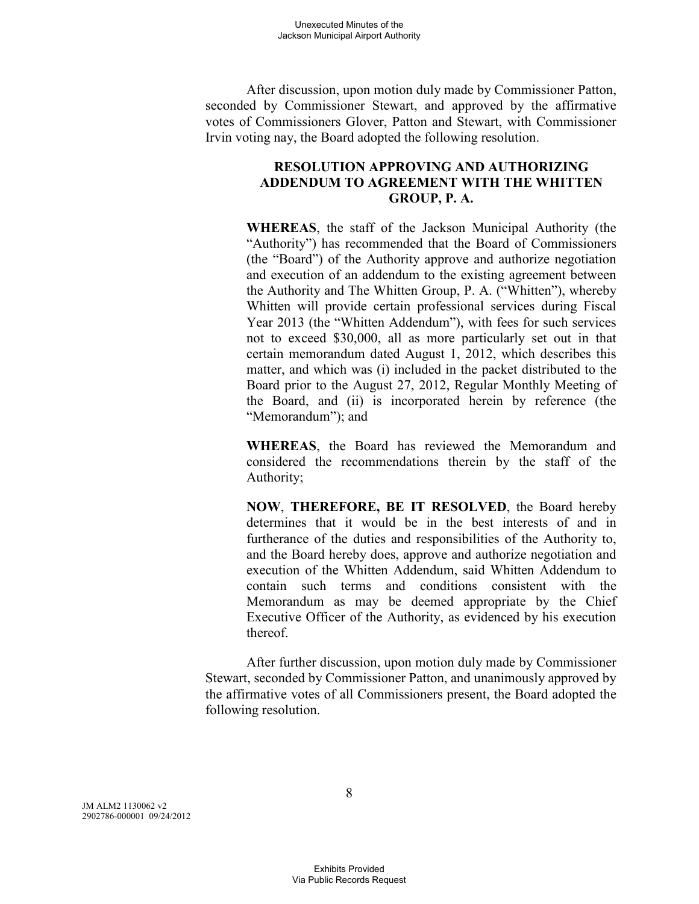After discussion, upon motion duly made by Commissioner Patton, seconded by Commissioner Stewart, and approved by the affirmative votes of Commissioners Glover, Patton and Stewart, with Commissioner Irvin voting nay, the Board adopted the following resolution.

**RESOLUTION APPROVING AND AUTHORIZING ADDENDUM TO AGREEMENT WITH THE WHITTEN GROUP, P. A.**

**WHEREAS**, the staff of the Jackson Municipal Authority (the "Authority") has recommended that the Board of Commissioners (the "Board") of the Authority approve and authorize negotiation and execution of an addendum to the existing agreement between the Authority and The Whitten Group, P. A. ("Whitten"), whereby Whitten will provide certain professional services during Fiscal Year 2013 (the "Whitten Addendum"), with fees for such services not to exceed $30,000, all as more particularly set out in that certain memorandum dated August 1, 2012, which describes this matter, and which was (i) included in the packet distributed to the Board prior to the August 27, 2012, Regular Monthly Meeting of the Board, and (ii) is incorporated herein by reference (the "Memorandum"); and

**WHEREAS**, the Board has reviewed the Memorandum and considered the recommendations therein by the staff of the Authority;

**NOW**, **THEREFORE, BE IT RESOLVED**, the Board hereby determines that it would be in the best interests of and in furtherance of the duties and responsibilities of the Authority to, and the Board hereby does, approve and authorize negotiation and execution of the Whitten Addendum, said Whitten Addendum to contain such terms and conditions consistent with the Memorandum as may be deemed appropriate by the Chief Executive Officer of the Authority, as evidenced by his execution thereof.

After further discussion, upon motion duly made by Commissioner Stewart, seconded by Commissioner Patton, and unanimously approved by the affirmative votes of all Commissioners present, the Board adopted the following resolution.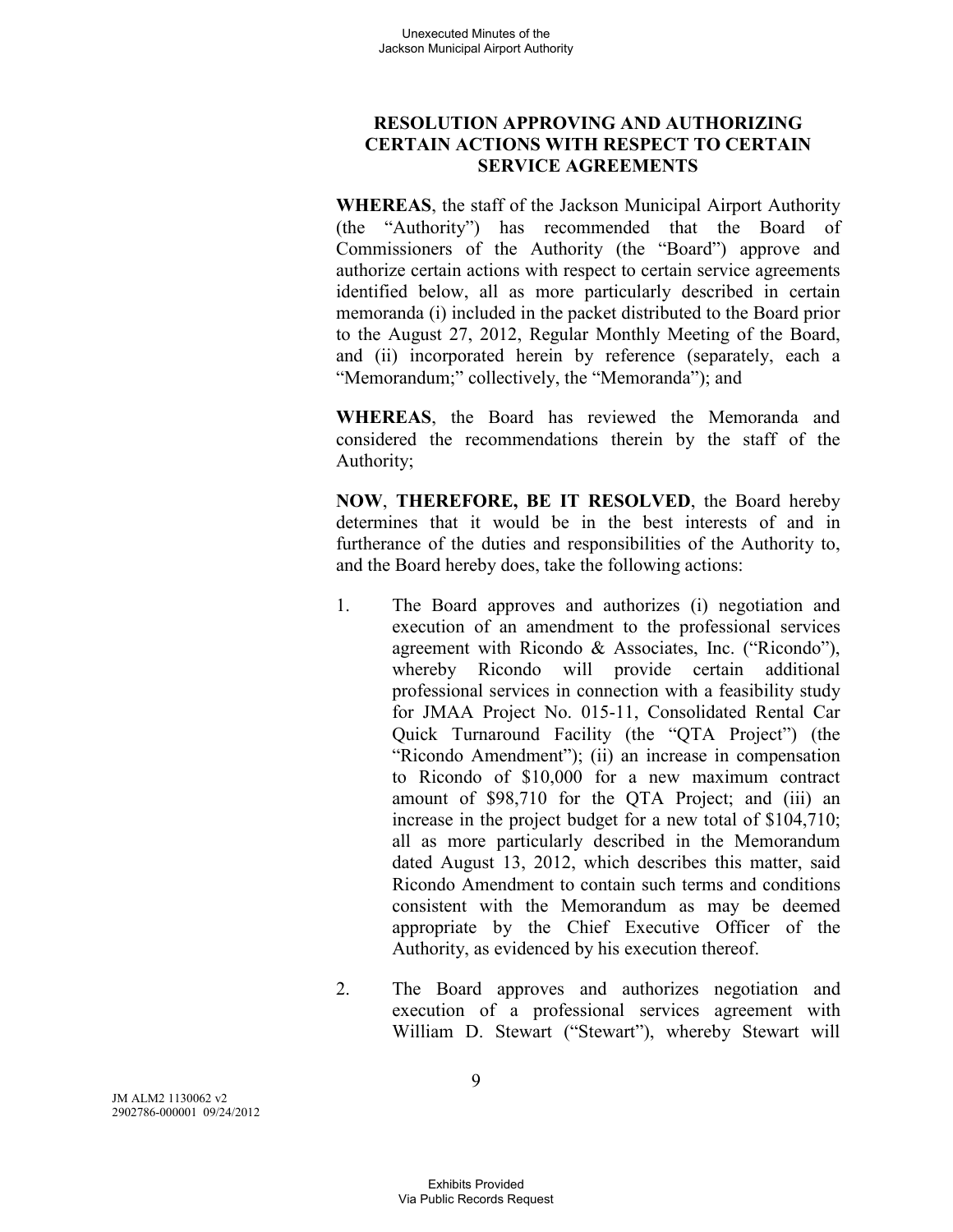## RESOLUTION APPROVING AND AUTHORIZING CERTAIN ACTIONS WITH RESPECT TO CERTAIN SERVICE AGREEMENTS

**WHEREAS**, the staff of the Jackson Municipal Airport Authority (the "Authority") has recommended that the Board of Commissioners of the Authority (the "Board") approve and authorize certain actions with respect to certain service agreements identified below, all as more particularly described in certain memoranda (i) included in the packet distributed to the Board prior to the August 27, 2012, Regular Monthly Meeting of the Board, and (ii) incorporated herein by reference (separately, each a "Memorandum;" collectively, the "Memoranda"); and

**WHEREAS**, the Board has reviewed the Memoranda and considered the recommendations therein by the staff of the Authority;

**NOW**, **THEREFORE, BE IT RESOLVED**, the Board hereby determines that it would be in the best interests of and in furtherance of the duties and responsibilities of the Authority to, and the Board hereby does, take the following actions:

1. The Board approves and authorizes (i) negotiation and execution of an amendment to the professional services agreement with Ricondo & Associates, Inc. ("Ricondo"), whereby Ricondo will provide certain additional professional services in connection with a feasibility study for JMAA Project No. 015-11, Consolidated Rental Car Quick Turnaround Facility (the "QTA Project") (the "Ricondo Amendment"); (ii) an increase in compensation to Ricondo of $10,000 for a new maximum contract amount of $98,710 for the QTA Project; and (iii) an increase in the project budget for a new total of $104,710; all as more particularly described in the Memorandum dated August 13, 2012, which describes this matter, said Ricondo Amendment to contain such terms and conditions consistent with the Memorandum as may be deemed appropriate by the Chief Executive Officer of the Authority, as evidenced by his execution thereof.

2. The Board approves and authorizes negotiation and execution of a professional services agreement with William D. Stewart ("Stewart"), whereby Stewart will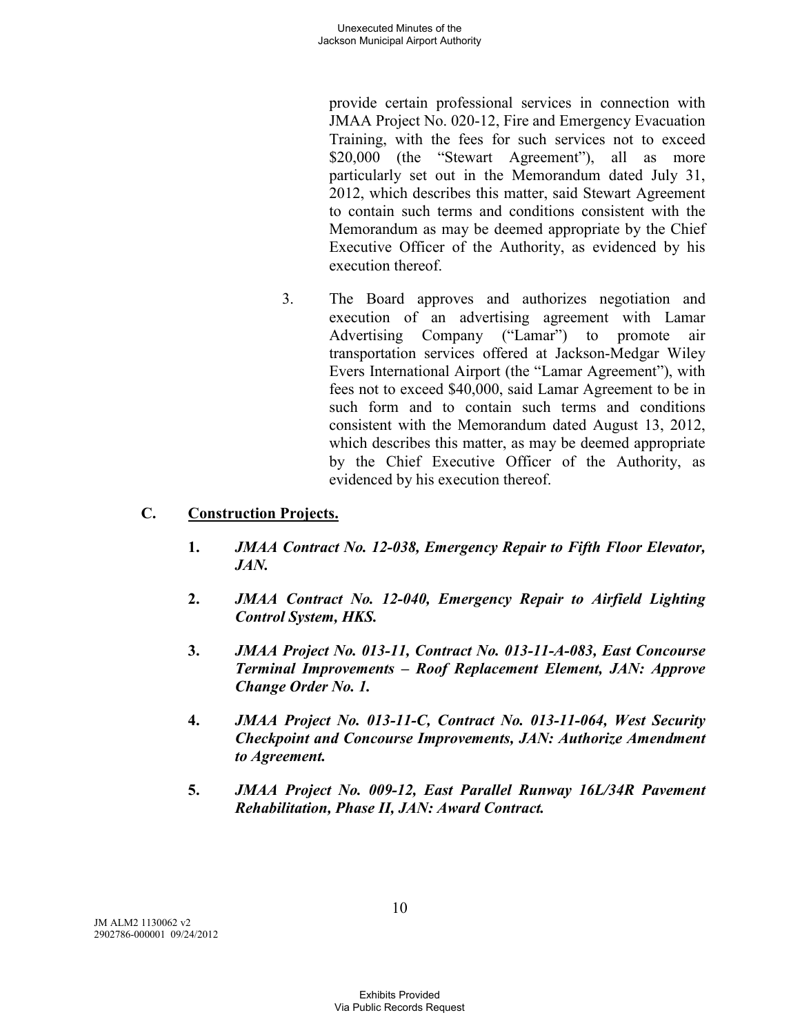provide certain professional services in connection with JMAA Project No. 020-12, Fire and Emergency Evacuation Training, with the fees for such services not to exceed $20,000 (the "Stewart Agreement"), all as more particularly set out in the Memorandum dated July 31, 2012, which describes this matter, said Stewart Agreement to contain such terms and conditions consistent with the Memorandum as may be deemed appropriate by the Chief Executive Officer of the Authority, as evidenced by his execution thereof.

3. The Board approves and authorizes negotiation and execution of an advertising agreement with Lamar Advertising Company ("Lamar") to promote air transportation services offered at Jackson-Medgar Wiley Evers International Airport (the "Lamar Agreement"), with fees not to exceed $40,000, said Lamar Agreement to be in such form and to contain such terms and conditions consistent with the Memorandum dated August 13, 2012, which describes this matter, as may be deemed appropriate by the Chief Executive Officer of the Authority, as evidenced by his execution thereof.

## C. Construction Projects.

1. ***JMAA Contract No. 12-038, Emergency Repair to Fifth Floor Elevator, JAN.***

2. ***JMAA Contract No. 12-040, Emergency Repair to Airfield Lighting Control System, HKS.***

3. ***JMAA Project No. 013-11, Contract No. 013-11-A-083, East Concourse Terminal Improvements – Roof Replacement Element, JAN: Approve Change Order No. 1.***

4. ***JMAA Project No. 013-11-C, Contract No. 013-11-064, West Security Checkpoint and Concourse Improvements, JAN: Authorize Amendment to Agreement.***

5. ***JMAA Project No. 009-12, East Parallel Runway 16L/34R Pavement Rehabilitation, Phase II, JAN: Award Contract.***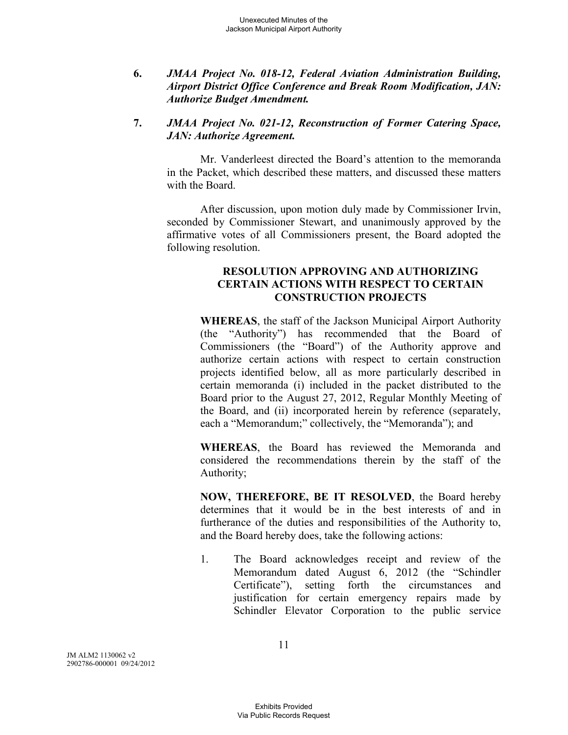**6. *JMAA Project No. 018-12, Federal Aviation Administration Building, Airport District Office Conference and Break Room Modification, JAN: Authorize Budget Amendment.***

**7. *JMAA Project No. 021-12, Reconstruction of Former Catering Space, JAN: Authorize Agreement.***

Mr. Vanderleest directed the Board's attention to the memoranda in the Packet, which described these matters, and discussed these matters with the Board.

After discussion, upon motion duly made by Commissioner Irvin, seconded by Commissioner Stewart, and unanimously approved by the affirmative votes of all Commissioners present, the Board adopted the following resolution.

**RESOLUTION APPROVING AND AUTHORIZING CERTAIN ACTIONS WITH RESPECT TO CERTAIN CONSTRUCTION PROJECTS**

**WHEREAS**, the staff of the Jackson Municipal Airport Authority (the "Authority") has recommended that the Board of Commissioners (the "Board") of the Authority approve and authorize certain actions with respect to certain construction projects identified below, all as more particularly described in certain memoranda (i) included in the packet distributed to the Board prior to the August 27, 2012, Regular Monthly Meeting of the Board, and (ii) incorporated herein by reference (separately, each a "Memorandum;" collectively, the "Memoranda"); and

**WHEREAS**, the Board has reviewed the Memoranda and considered the recommendations therein by the staff of the Authority;

**NOW, THEREFORE, BE IT RESOLVED**, the Board hereby determines that it would be in the best interests of and in furtherance of the duties and responsibilities of the Authority to, and the Board hereby does, take the following actions:

1. The Board acknowledges receipt and review of the Memorandum dated August 6, 2012 (the "Schindler Certificate"), setting forth the circumstances and justification for certain emergency repairs made by Schindler Elevator Corporation to the public service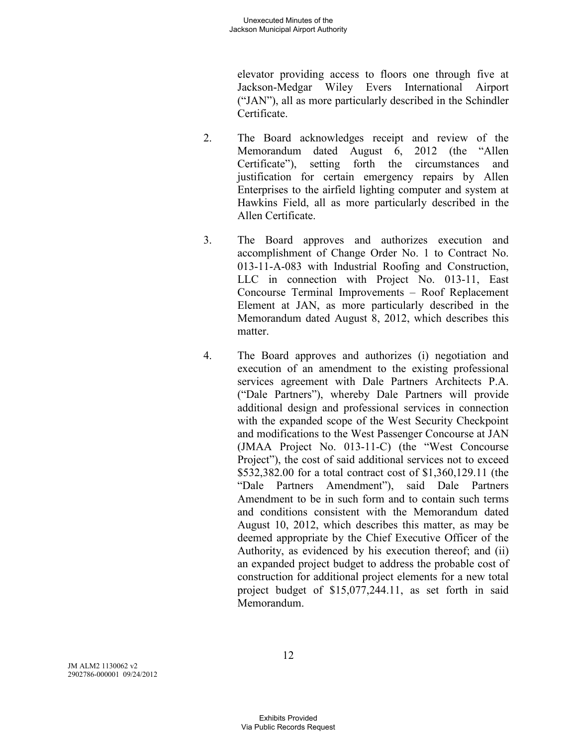elevator providing access to floors one through five at Jackson-Medgar Wiley Evers International Airport ("JAN"), all as more particularly described in the Schindler Certificate.

2. The Board acknowledges receipt and review of the Memorandum dated August 6, 2012 (the "Allen Certificate"), setting forth the circumstances and justification for certain emergency repairs by Allen Enterprises to the airfield lighting computer and system at Hawkins Field, all as more particularly described in the Allen Certificate.

3. The Board approves and authorizes execution and accomplishment of Change Order No. 1 to Contract No. 013-11-A-083 with Industrial Roofing and Construction, LLC in connection with Project No. 013-11, East Concourse Terminal Improvements – Roof Replacement Element at JAN, as more particularly described in the Memorandum dated August 8, 2012, which describes this matter.

4. The Board approves and authorizes (i) negotiation and execution of an amendment to the existing professional services agreement with Dale Partners Architects P.A. ("Dale Partners"), whereby Dale Partners will provide additional design and professional services in connection with the expanded scope of the West Security Checkpoint and modifications to the West Passenger Concourse at JAN (JMAA Project No. 013-11-C) (the "West Concourse Project"), the cost of said additional services not to exceed $532,382.00 for a total contract cost of $1,360,129.11 (the "Dale Partners Amendment"), said Dale Partners Amendment to be in such form and to contain such terms and conditions consistent with the Memorandum dated August 10, 2012, which describes this matter, as may be deemed appropriate by the Chief Executive Officer of the Authority, as evidenced by his execution thereof; and (ii) an expanded project budget to address the probable cost of construction for additional project elements for a new total project budget of $15,077,244.11, as set forth in said Memorandum.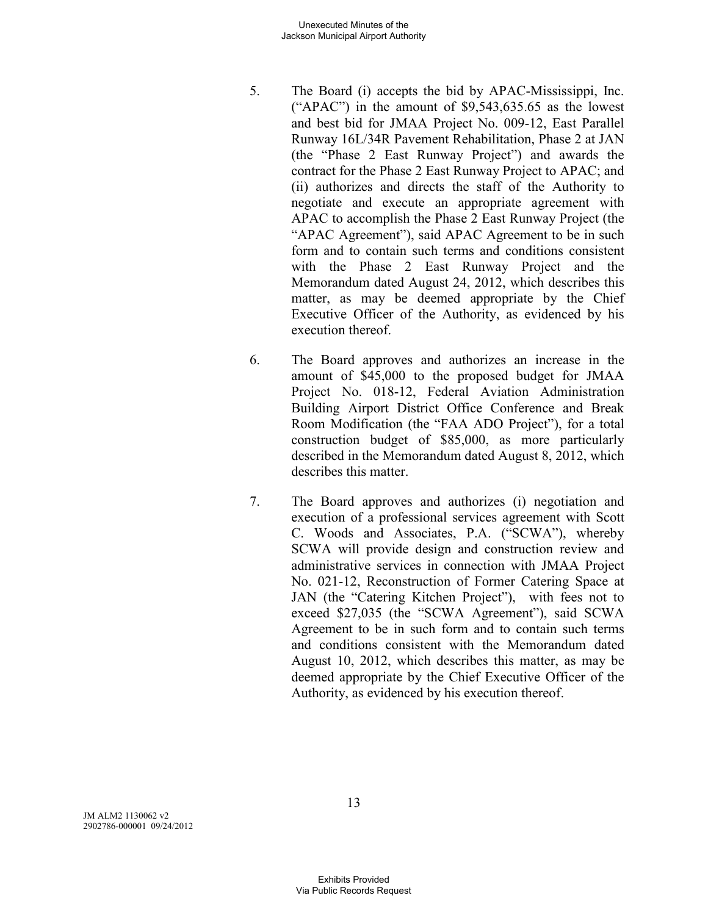5. The Board (i) accepts the bid by APAC-Mississippi, Inc. ("APAC") in the amount of $9,543,635.65 as the lowest and best bid for JMAA Project No. 009-12, East Parallel Runway 16L/34R Pavement Rehabilitation, Phase 2 at JAN (the "Phase 2 East Runway Project") and awards the contract for the Phase 2 East Runway Project to APAC; and (ii) authorizes and directs the staff of the Authority to negotiate and execute an appropriate agreement with APAC to accomplish the Phase 2 East Runway Project (the "APAC Agreement"), said APAC Agreement to be in such form and to contain such terms and conditions consistent with the Phase 2 East Runway Project and the Memorandum dated August 24, 2012, which describes this matter, as may be deemed appropriate by the Chief Executive Officer of the Authority, as evidenced by his execution thereof.

6. The Board approves and authorizes an increase in the amount of $45,000 to the proposed budget for JMAA Project No. 018-12, Federal Aviation Administration Building Airport District Office Conference and Break Room Modification (the "FAA ADO Project"), for a total construction budget of $85,000, as more particularly described in the Memorandum dated August 8, 2012, which describes this matter.

7. The Board approves and authorizes (i) negotiation and execution of a professional services agreement with Scott C. Woods and Associates, P.A. ("SCWA"), whereby SCWA will provide design and construction review and administrative services in connection with JMAA Project No. 021-12, Reconstruction of Former Catering Space at JAN (the "Catering Kitchen Project"), with fees not to exceed $27,035 (the "SCWA Agreement"), said SCWA Agreement to be in such form and to contain such terms and conditions consistent with the Memorandum dated August 10, 2012, which describes this matter, as may be deemed appropriate by the Chief Executive Officer of the Authority, as evidenced by his execution thereof.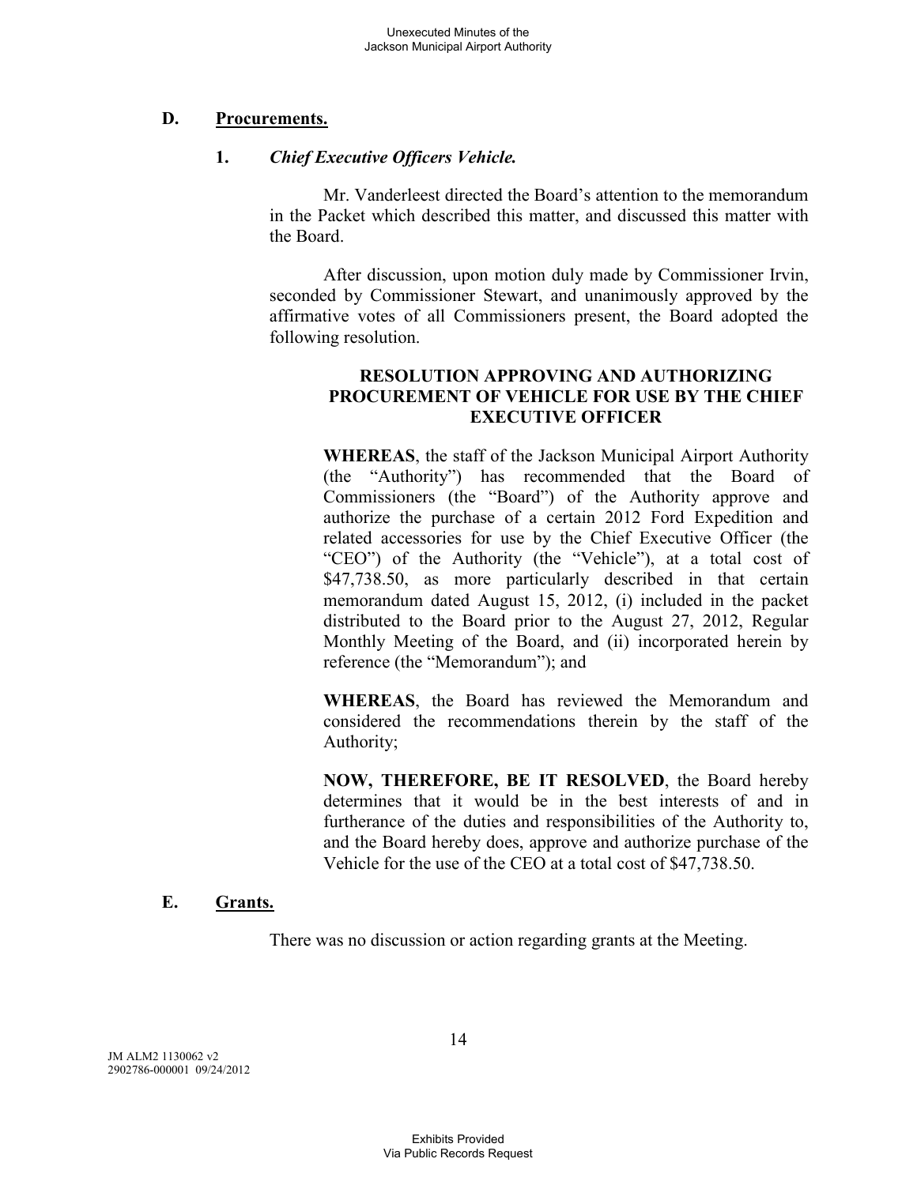## D. Procurements.

### 1. *Chief Executive Officers Vehicle.*

Mr. Vanderleest directed the Board's attention to the memorandum in the Packet which described this matter, and discussed this matter with the Board.

After discussion, upon motion duly made by Commissioner Irvin, seconded by Commissioner Stewart, and unanimously approved by the affirmative votes of all Commissioners present, the Board adopted the following resolution.

**RESOLUTION APPROVING AND AUTHORIZING PROCUREMENT OF VEHICLE FOR USE BY THE CHIEF EXECUTIVE OFFICER**

**WHEREAS**, the staff of the Jackson Municipal Airport Authority (the "Authority") has recommended that the Board of Commissioners (the "Board") of the Authority approve and authorize the purchase of a certain 2012 Ford Expedition and related accessories for use by the Chief Executive Officer (the "CEO") of the Authority (the "Vehicle"), at a total cost of $47,738.50, as more particularly described in that certain memorandum dated August 15, 2012, (i) included in the packet distributed to the Board prior to the August 27, 2012, Regular Monthly Meeting of the Board, and (ii) incorporated herein by reference (the "Memorandum"); and

**WHEREAS**, the Board has reviewed the Memorandum and considered the recommendations therein by the staff of the Authority;

**NOW, THEREFORE, BE IT RESOLVED**, the Board hereby determines that it would be in the best interests of and in furtherance of the duties and responsibilities of the Authority to, and the Board hereby does, approve and authorize purchase of the Vehicle for the use of the CEO at a total cost of $47,738.50.

## E. Grants.

There was no discussion or action regarding grants at the Meeting.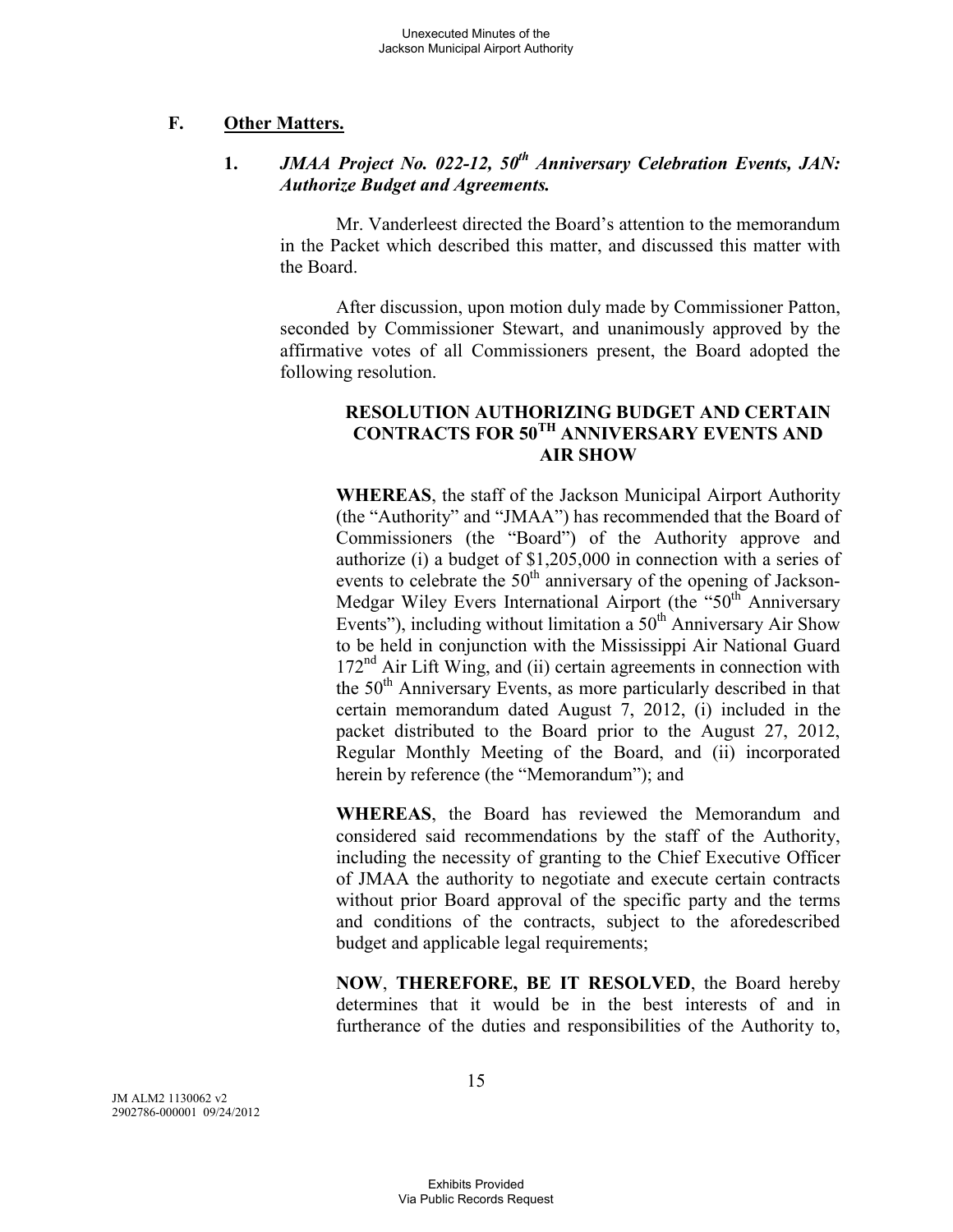## F. Other Matters.

### 1. *JMAA Project No. 022-12, 50th Anniversary Celebration Events, JAN: Authorize Budget and Agreements.*

Mr. Vanderleest directed the Board's attention to the memorandum in the Packet which described this matter, and discussed this matter with the Board.

After discussion, upon motion duly made by Commissioner Patton, seconded by Commissioner Stewart, and unanimously approved by the affirmative votes of all Commissioners present, the Board adopted the following resolution.

**RESOLUTION AUTHORIZING BUDGET AND CERTAIN CONTRACTS FOR 50TH ANNIVERSARY EVENTS AND AIR SHOW**

**WHEREAS**, the staff of the Jackson Municipal Airport Authority (the "Authority" and "JMAA") has recommended that the Board of Commissioners (the "Board") of the Authority approve and authorize (i) a budget of $1,205,000 in connection with a series of events to celebrate the 50th anniversary of the opening of Jackson-Medgar Wiley Evers International Airport (the "50th Anniversary Events"), including without limitation a 50th Anniversary Air Show to be held in conjunction with the Mississippi Air National Guard 172nd Air Lift Wing, and (ii) certain agreements in connection with the 50th Anniversary Events, as more particularly described in that certain memorandum dated August 7, 2012, (i) included in the packet distributed to the Board prior to the August 27, 2012, Regular Monthly Meeting of the Board, and (ii) incorporated herein by reference (the "Memorandum"); and

**WHEREAS**, the Board has reviewed the Memorandum and considered said recommendations by the staff of the Authority, including the necessity of granting to the Chief Executive Officer of JMAA the authority to negotiate and execute certain contracts without prior Board approval of the specific party and the terms and conditions of the contracts, subject to the aforedescribed budget and applicable legal requirements;

**NOW**, **THEREFORE, BE IT RESOLVED**, the Board hereby determines that it would be in the best interests of and in furtherance of the duties and responsibilities of the Authority to,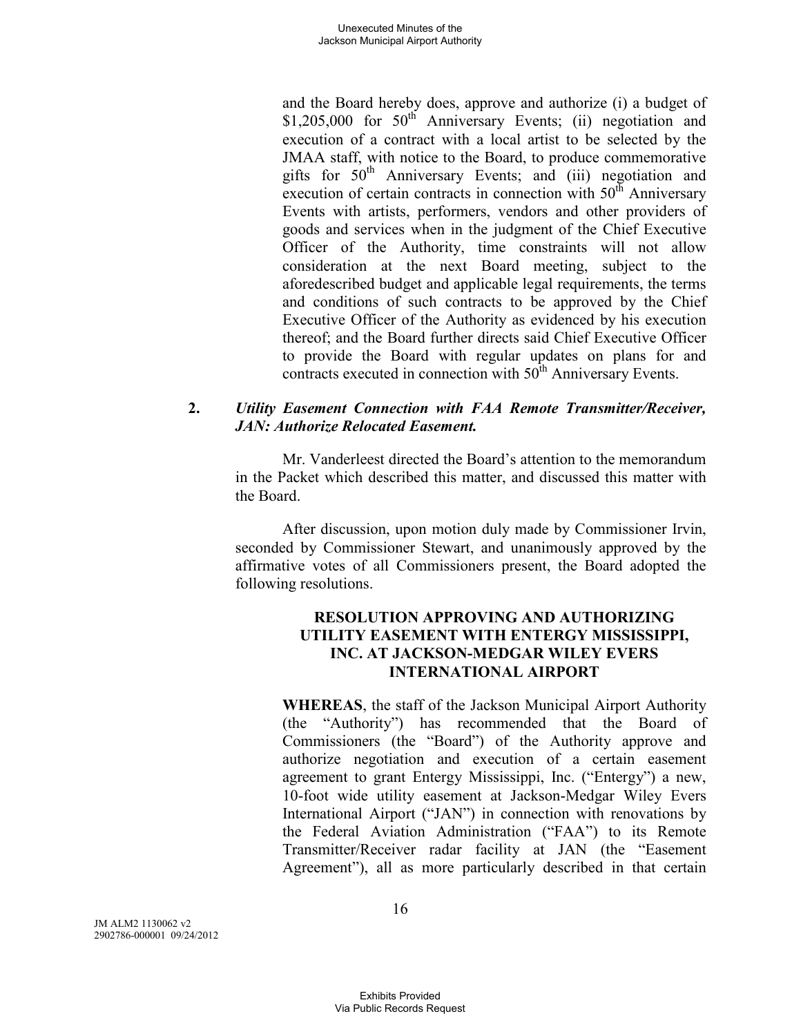and the Board hereby does, approve and authorize (i) a budget of $1,205,000 for 50th Anniversary Events; (ii) negotiation and execution of a contract with a local artist to be selected by the JMAA staff, with notice to the Board, to produce commemorative gifts for 50th Anniversary Events; and (iii) negotiation and execution of certain contracts in connection with 50th Anniversary Events with artists, performers, vendors and other providers of goods and services when in the judgment of the Chief Executive Officer of the Authority, time constraints will not allow consideration at the next Board meeting, subject to the aforedescribed budget and applicable legal requirements, the terms and conditions of such contracts to be approved by the Chief Executive Officer of the Authority as evidenced by his execution thereof; and the Board further directs said Chief Executive Officer to provide the Board with regular updates on plans for and contracts executed in connection with 50th Anniversary Events.

**2.** ***Utility Easement Connection with FAA Remote Transmitter/Receiver, JAN: Authorize Relocated Easement.***

Mr. Vanderleest directed the Board's attention to the memorandum in the Packet which described this matter, and discussed this matter with the Board.

After discussion, upon motion duly made by Commissioner Irvin, seconded by Commissioner Stewart, and unanimously approved by the affirmative votes of all Commissioners present, the Board adopted the following resolutions.

**RESOLUTION APPROVING AND AUTHORIZING UTILITY EASEMENT WITH ENTERGY MISSISSIPPI, INC. AT JACKSON-MEDGAR WILEY EVERS INTERNATIONAL AIRPORT**

**WHEREAS**, the staff of the Jackson Municipal Airport Authority (the "Authority") has recommended that the Board of Commissioners (the "Board") of the Authority approve and authorize negotiation and execution of a certain easement agreement to grant Entergy Mississippi, Inc. ("Entergy") a new, 10-foot wide utility easement at Jackson-Medgar Wiley Evers International Airport ("JAN") in connection with renovations by the Federal Aviation Administration ("FAA") to its Remote Transmitter/Receiver radar facility at JAN (the "Easement Agreement"), all as more particularly described in that certain

JM ALM2 1130062 v2
2902786-000001 09/24/2012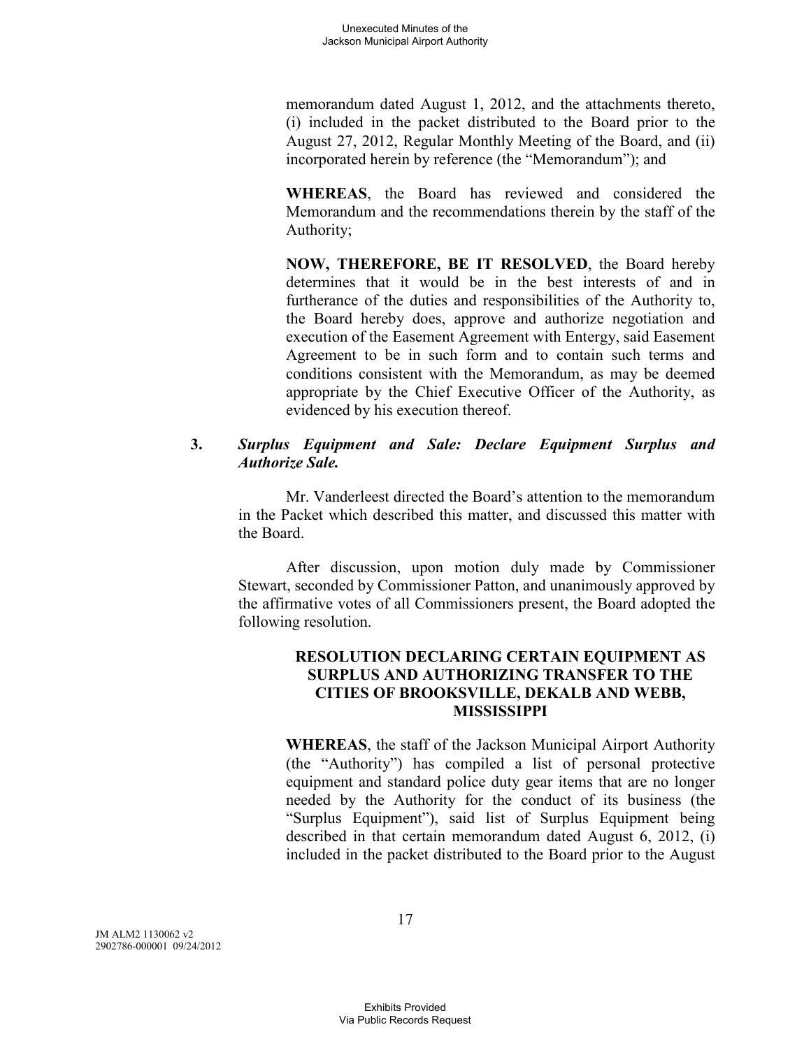memorandum dated August 1, 2012, and the attachments thereto, (i) included in the packet distributed to the Board prior to the August 27, 2012, Regular Monthly Meeting of the Board, and (ii) incorporated herein by reference (the "Memorandum"); and

**WHEREAS**, the Board has reviewed and considered the Memorandum and the recommendations therein by the staff of the Authority;

**NOW, THEREFORE, BE IT RESOLVED**, the Board hereby determines that it would be in the best interests of and in furtherance of the duties and responsibilities of the Authority to, the Board hereby does, approve and authorize negotiation and execution of the Easement Agreement with Entergy, said Easement Agreement to be in such form and to contain such terms and conditions consistent with the Memorandum, as may be deemed appropriate by the Chief Executive Officer of the Authority, as evidenced by his execution thereof.

**3. *Surplus Equipment and Sale: Declare Equipment Surplus and Authorize Sale.***

Mr. Vanderleest directed the Board's attention to the memorandum in the Packet which described this matter, and discussed this matter with the Board.

After discussion, upon motion duly made by Commissioner Stewart, seconded by Commissioner Patton, and unanimously approved by the affirmative votes of all Commissioners present, the Board adopted the following resolution.

**RESOLUTION DECLARING CERTAIN EQUIPMENT AS SURPLUS AND AUTHORIZING TRANSFER TO THE CITIES OF BROOKSVILLE, DEKALB AND WEBB, MISSISSIPPI**

**WHEREAS**, the staff of the Jackson Municipal Airport Authority (the "Authority") has compiled a list of personal protective equipment and standard police duty gear items that are no longer needed by the Authority for the conduct of its business (the "Surplus Equipment"), said list of Surplus Equipment being described in that certain memorandum dated August 6, 2012, (i) included in the packet distributed to the Board prior to the August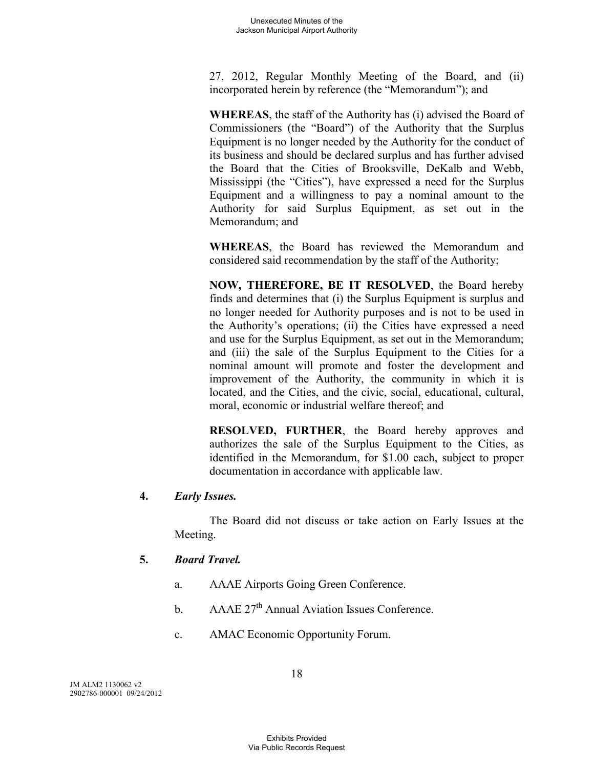27, 2012, Regular Monthly Meeting of the Board, and (ii) incorporated herein by reference (the "Memorandum"); and

**WHEREAS**, the staff of the Authority has (i) advised the Board of Commissioners (the "Board") of the Authority that the Surplus Equipment is no longer needed by the Authority for the conduct of its business and should be declared surplus and has further advised the Board that the Cities of Brooksville, DeKalb and Webb, Mississippi (the "Cities"), have expressed a need for the Surplus Equipment and a willingness to pay a nominal amount to the Authority for said Surplus Equipment, as set out in the Memorandum; and

**WHEREAS**, the Board has reviewed the Memorandum and considered said recommendation by the staff of the Authority;

**NOW, THEREFORE, BE IT RESOLVED**, the Board hereby finds and determines that (i) the Surplus Equipment is surplus and no longer needed for Authority purposes and is not to be used in the Authority's operations; (ii) the Cities have expressed a need and use for the Surplus Equipment, as set out in the Memorandum; and (iii) the sale of the Surplus Equipment to the Cities for a nominal amount will promote and foster the development and improvement of the Authority, the community in which it is located, and the Cities, and the civic, social, educational, cultural, moral, economic or industrial welfare thereof; and

**RESOLVED, FURTHER**, the Board hereby approves and authorizes the sale of the Surplus Equipment to the Cities, as identified in the Memorandum, for $1.00 each, subject to proper documentation in accordance with applicable law.

**4.** ***Early Issues.***

The Board did not discuss or take action on Early Issues at the Meeting.

**5.** ***Board Travel.***

a. AAAE Airports Going Green Conference.

b. AAAE 27th Annual Aviation Issues Conference.

c. AMAC Economic Opportunity Forum.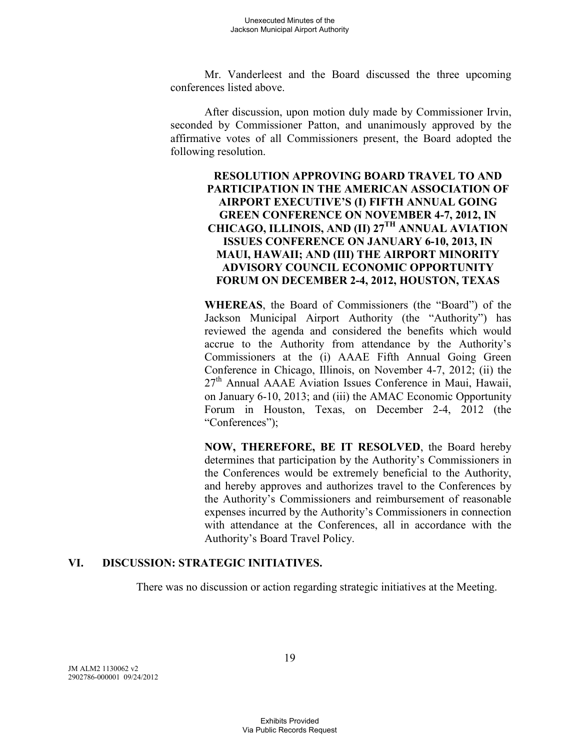Mr. Vanderleest and the Board discussed the three upcoming conferences listed above.

After discussion, upon motion duly made by Commissioner Irvin, seconded by Commissioner Patton, and unanimously approved by the affirmative votes of all Commissioners present, the Board adopted the following resolution.

**RESOLUTION APPROVING BOARD TRAVEL TO AND PARTICIPATION IN THE AMERICAN ASSOCIATION OF AIRPORT EXECUTIVE'S (I) FIFTH ANNUAL GOING GREEN CONFERENCE ON NOVEMBER 4-7, 2012, IN CHICAGO, ILLINOIS, AND (II) 27TH ANNUAL AVIATION ISSUES CONFERENCE ON JANUARY 6-10, 2013, IN MAUI, HAWAII; AND (III) THE AIRPORT MINORITY ADVISORY COUNCIL ECONOMIC OPPORTUNITY FORUM ON DECEMBER 2-4, 2012, HOUSTON, TEXAS**

**WHEREAS**, the Board of Commissioners (the "Board") of the Jackson Municipal Airport Authority (the "Authority") has reviewed the agenda and considered the benefits which would accrue to the Authority from attendance by the Authority's Commissioners at the (i) AAAE Fifth Annual Going Green Conference in Chicago, Illinois, on November 4-7, 2012; (ii) the 27th Annual AAAE Aviation Issues Conference in Maui, Hawaii, on January 6-10, 2013; and (iii) the AMAC Economic Opportunity Forum in Houston, Texas, on December 2-4, 2012 (the "Conferences");

**NOW, THEREFORE, BE IT RESOLVED**, the Board hereby determines that participation by the Authority's Commissioners in the Conferences would be extremely beneficial to the Authority, and hereby approves and authorizes travel to the Conferences by the Authority's Commissioners and reimbursement of reasonable expenses incurred by the Authority's Commissioners in connection with attendance at the Conferences, all in accordance with the Authority's Board Travel Policy.

## VI. DISCUSSION: STRATEGIC INITIATIVES.

There was no discussion or action regarding strategic initiatives at the Meeting.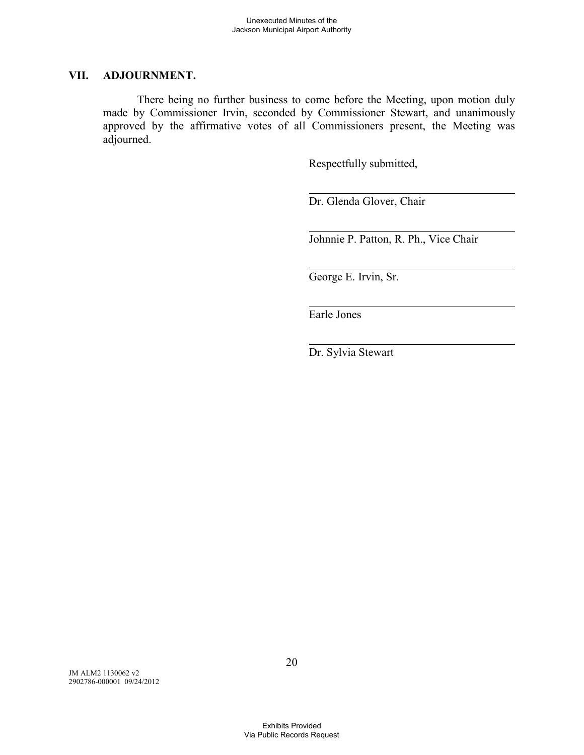## VII. ADJOURNMENT.

There being no further business to come before the Meeting, upon motion duly made by Commissioner Irvin, seconded by Commissioner Stewart, and unanimously approved by the affirmative votes of all Commissioners present, the Meeting was adjourned.

Respectfully submitted,

\_\_\_\_\_\_\_\_\_\_\_\_\_\_\_\_\_\_\_\_\_\_\_\_\_\_\_\_\_\_\_\_\_\_\_\_\_\_\_\_\_\_

Dr. Glenda Glover, Chair

\_\_\_\_\_\_\_\_\_\_\_\_\_\_\_\_\_\_\_\_\_\_\_\_\_\_\_\_\_\_\_\_\_\_\_\_\_\_\_\_\_\_

Johnnie P. Patton, R. Ph., Vice Chair

\_\_\_\_\_\_\_\_\_\_\_\_\_\_\_\_\_\_\_\_\_\_\_\_\_\_\_\_\_\_\_\_\_\_\_\_\_\_\_\_\_\_

George E. Irvin, Sr.

\_\_\_\_\_\_\_\_\_\_\_\_\_\_\_\_\_\_\_\_\_\_\_\_\_\_\_\_\_\_\_\_\_\_\_\_\_\_\_\_\_\_

Earle Jones

\_\_\_\_\_\_\_\_\_\_\_\_\_\_\_\_\_\_\_\_\_\_\_\_\_\_\_\_\_\_\_\_\_\_\_\_\_\_\_\_\_\_

Dr. Sylvia Stewart